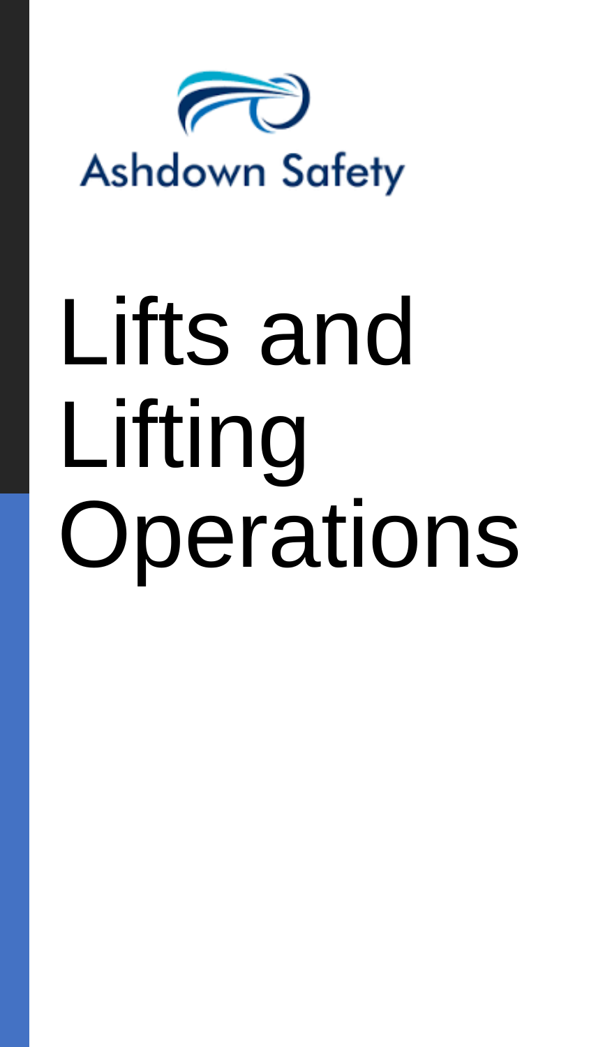Ashdown Safety

# Lifts and Lifting Operations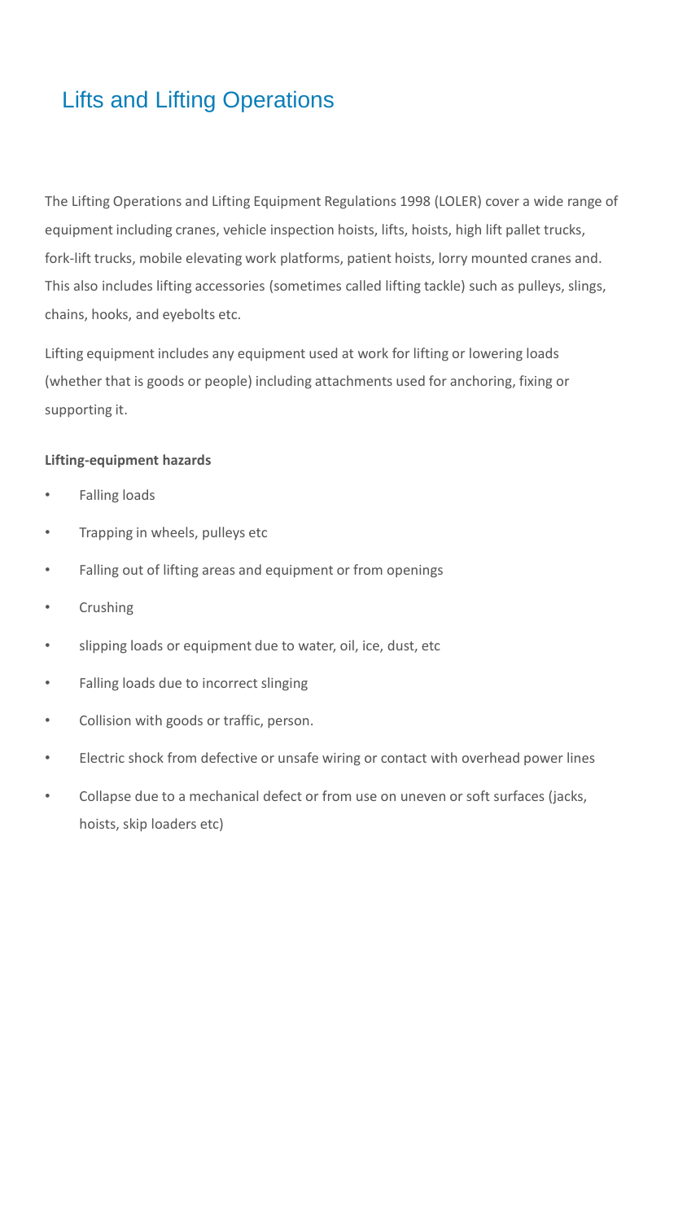# Lifts and Lifting Operations

The Lifting Operations and Lifting Equipment Regulations 1998 (LOLER) cover a wide range of equipment including cranes, vehicle inspection hoists, lifts, hoists, high lift pallet trucks, fork-lift trucks, mobile elevating work platforms, patient hoists, lorry mounted cranes and. This also includes lifting accessories (sometimes called lifting tackle) such as pulleys, slings, chains, hooks, and eyebolts etc.

Lifting equipment includes any equipment used at work for lifting or lowering loads (whether that is goods or people) including attachments used for anchoring, fixing or supporting it.

**Lifting-equipment hazards**

- Falling loads
- Trapping in wheels, pulleys etc
- Falling out of lifting areas and equipment or from openings
- Crushing
- slipping loads or equipment due to water, oil, ice, dust, etc
- Falling loads due to incorrect slinging
- Collision with goods or traffic, person.
- Electric shock from defective or unsafe wiring or contact with overhead power lines
- Collapse due to a mechanical defect or from use on uneven or soft surfaces (jacks, hoists, skip loaders etc)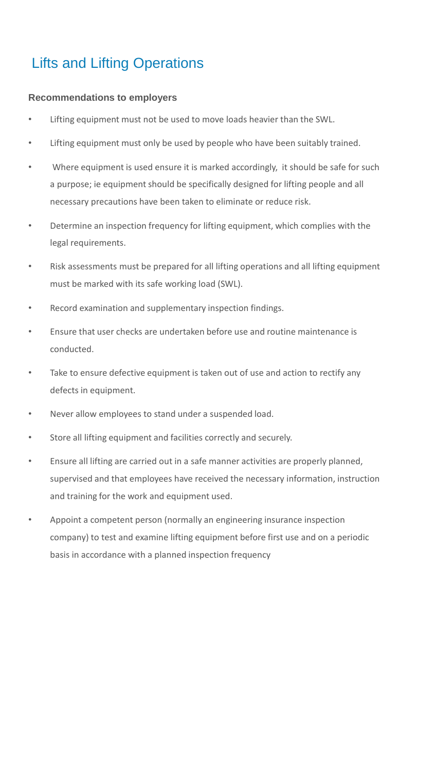# Lifts and Lifting Operations

### Recommendations to employers

- Lifting equipment must not be used to move loads heavier than the SWL.
- Lifting equipment must only be used by people who have been suitably trained.
- Where equipment is used ensure it is marked accordingly, it should be safe for such a purpose; ie equipment should be specifically designed for lifting people and all necessary precautions have been taken to eliminate or reduce risk.
- Determine an inspection frequency for lifting equipment, which complies with the legal requirements.
- Risk assessments must be prepared for all lifting operations and all lifting equipment must be marked with its safe working load (SWL).
- Record examination and supplementary inspection findings.
- Ensure that user checks are undertaken before use and routine maintenance is conducted.
- Take to ensure defective equipment is taken out of use and action to rectify any defects in equipment.
- Never allow employees to stand under a suspended load.
- Store all lifting equipment and facilities correctly and securely.
- Ensure all lifting are carried out in a safe manner activities are properly planned, supervised and that employees have received the necessary information, instruction and training for the work and equipment used.
- Appoint a competent person (normally an engineering insurance inspection company) to test and examine lifting equipment before first use and on a periodic basis in accordance with a planned inspection frequency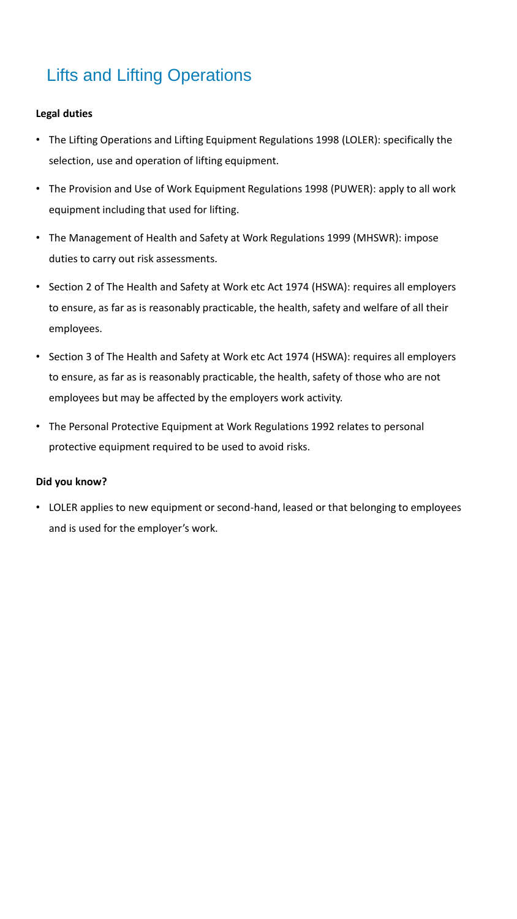# Lifts and Lifting Operations

**Legal duties**

- The Lifting Operations and Lifting Equipment Regulations 1998 (LOLER): specifically the selection, use and operation of lifting equipment.
- The Provision and Use of Work Equipment Regulations 1998 (PUWER): apply to all work equipment including that used for lifting.
- The Management of Health and Safety at Work Regulations 1999 (MHSWR): impose duties to carry out risk assessments.
- Section 2 of The Health and Safety at Work etc Act 1974 (HSWA): requires all employers to ensure, as far as is reasonably practicable, the health, safety and welfare of all their employees.
- Section 3 of The Health and Safety at Work etc Act 1974 (HSWA): requires all employers to ensure, as far as is reasonably practicable, the health, safety of those who are not employees but may be affected by the employers work activity.
- The Personal Protective Equipment at Work Regulations 1992 relates to personal protective equipment required to be used to avoid risks.

**Did you know?**

- LOLER applies to new equipment or second-hand, leased or that belonging to employees and is used for the employer's work.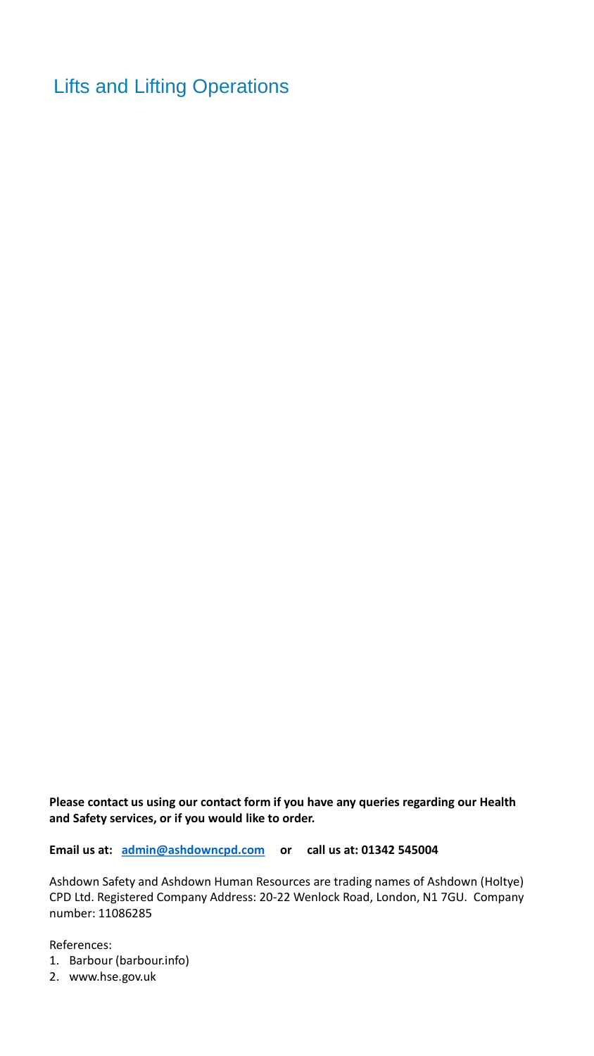**Please contact us using our contact form if you have any queries regarding our Health and Safety services, or if you would like to order.**

**Email us at: [admin@ashdowncpd.com](mailto:admin@ashdowncpd.com) or call us at: 01342 545004**

Ashdown Safety and Ashdown Human Resources are trading names of Ashdown (Holtye) CPD Ltd. Registered Company Address: 20-22 Wenlock Road, London, N1 7GU. Company number: 11086285

References:

1. Barbour (barbour.info)
2. www.hse.gov.uk